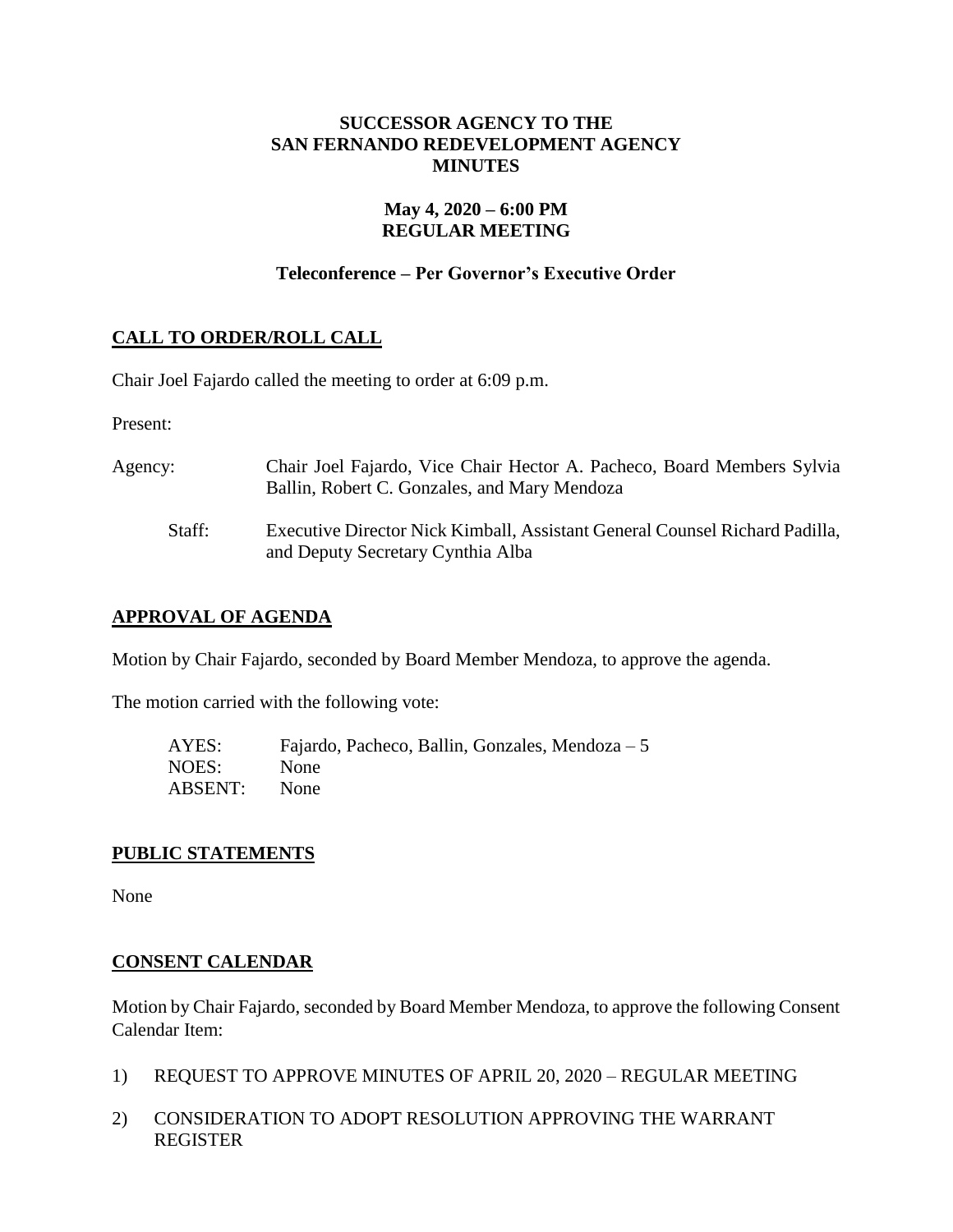# SUCCESSOR AGENCY TO THE SAN FERNANDO REDEVELOPMENT AGENCY MINUTES

## May 4, 2020 – 6:00 PM REGULAR MEETING

### Teleconference – Per Governor's Executive Order

## CALL TO ORDER/ROLL CALL

Chair Joel Fajardo called the meeting to order at 6:09 p.m.

Present:

Agency: Chair Joel Fajardo, Vice Chair Hector A. Pacheco, Board Members Sylvia Ballin, Robert C. Gonzales, and Mary Mendoza

Staff: Executive Director Nick Kimball, Assistant General Counsel Richard Padilla, and Deputy Secretary Cynthia Alba

## APPROVAL OF AGENDA

Motion by Chair Fajardo, seconded by Board Member Mendoza, to approve the agenda.

The motion carried with the following vote:

AYES: Fajardo, Pacheco, Ballin, Gonzales, Mendoza – 5
NOES: None
ABSENT: None

## PUBLIC STATEMENTS

None

## CONSENT CALENDAR

Motion by Chair Fajardo, seconded by Board Member Mendoza, to approve the following Consent Calendar Item:

1) REQUEST TO APPROVE MINUTES OF APRIL 20, 2020 – REGULAR MEETING

2) CONSIDERATION TO ADOPT RESOLUTION APPROVING THE WARRANT REGISTER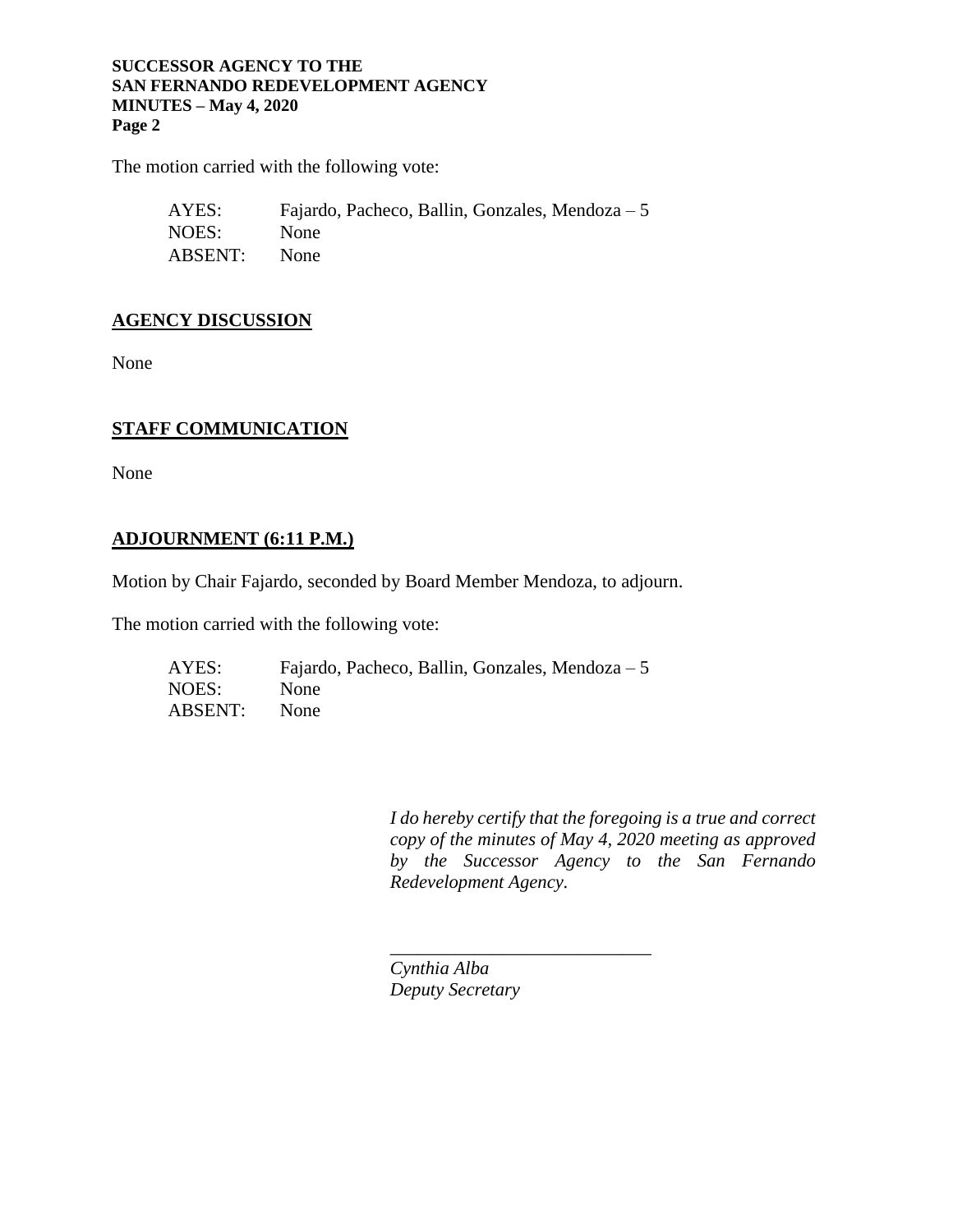The motion carried with the following vote:

| | |
|---|---|
| AYES: | Fajardo, Pacheco, Ballin, Gonzales, Mendoza – 5 |
| NOES: | None |
| ABSENT: | None |

## AGENCY DISCUSSION

None

## STAFF COMMUNICATION

None

## ADJOURNMENT (6:11 P.M.)

Motion by Chair Fajardo, seconded by Board Member Mendoza, to adjourn.

The motion carried with the following vote:

| | |
|---|---|
| AYES: | Fajardo, Pacheco, Ballin, Gonzales, Mendoza – 5 |
| NOES: | None |
| ABSENT: | None |

*I do hereby certify that the foregoing is a true and correct copy of the minutes of May 4, 2020 meeting as approved by the Successor Agency to the San Fernando Redevelopment Agency.*

\_\_\_\_\_\_\_\_\_\_\_\_\_\_\_\_\_\_\_\_\_\_\_\_\_\_\_\_

*Cynthia Alba*
*Deputy Secretary*